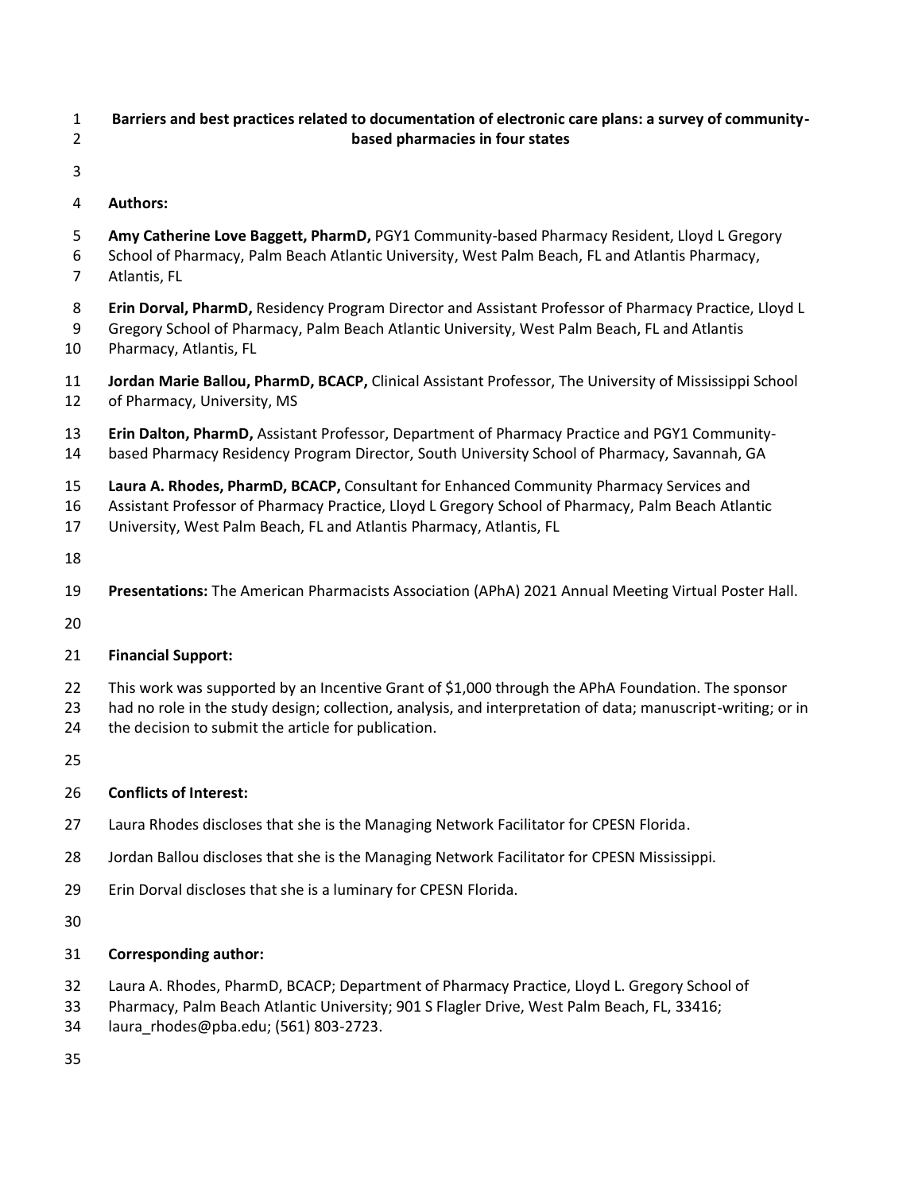# Barriers and best practices related to documentation of electronic care plans: a survey of community-based pharmacies in four states

**Authors:**

**Amy Catherine Love Baggett, PharmD,** PGY1 Community-based Pharmacy Resident, Lloyd L Gregory School of Pharmacy, Palm Beach Atlantic University, West Palm Beach, FL and Atlantis Pharmacy, Atlantis, FL

**Erin Dorval, PharmD,** Residency Program Director and Assistant Professor of Pharmacy Practice, Lloyd L Gregory School of Pharmacy, Palm Beach Atlantic University, West Palm Beach, FL and Atlantis Pharmacy, Atlantis, FL

**Jordan Marie Ballou, PharmD, BCACP,** Clinical Assistant Professor, The University of Mississippi School of Pharmacy, University, MS

**Erin Dalton, PharmD,** Assistant Professor, Department of Pharmacy Practice and PGY1 Community-based Pharmacy Residency Program Director, South University School of Pharmacy, Savannah, GA

**Laura A. Rhodes, PharmD, BCACP,** Consultant for Enhanced Community Pharmacy Services and Assistant Professor of Pharmacy Practice, Lloyd L Gregory School of Pharmacy, Palm Beach Atlantic University, West Palm Beach, FL and Atlantis Pharmacy, Atlantis, FL

**Presentations:** The American Pharmacists Association (APhA) 2021 Annual Meeting Virtual Poster Hall.

**Financial Support:**

This work was supported by an Incentive Grant of $1,000 through the APhA Foundation. The sponsor had no role in the study design; collection, analysis, and interpretation of data; manuscript-writing; or in the decision to submit the article for publication.

**Conflicts of Interest:**

Laura Rhodes discloses that she is the Managing Network Facilitator for CPESN Florida.

Jordan Ballou discloses that she is the Managing Network Facilitator for CPESN Mississippi.

Erin Dorval discloses that she is a luminary for CPESN Florida.

**Corresponding author:**

Laura A. Rhodes, PharmD, BCACP; Department of Pharmacy Practice, Lloyd L. Gregory School of Pharmacy, Palm Beach Atlantic University; 901 S Flagler Drive, West Palm Beach, FL, 33416; laura_rhodes@pba.edu; (561) 803-2723.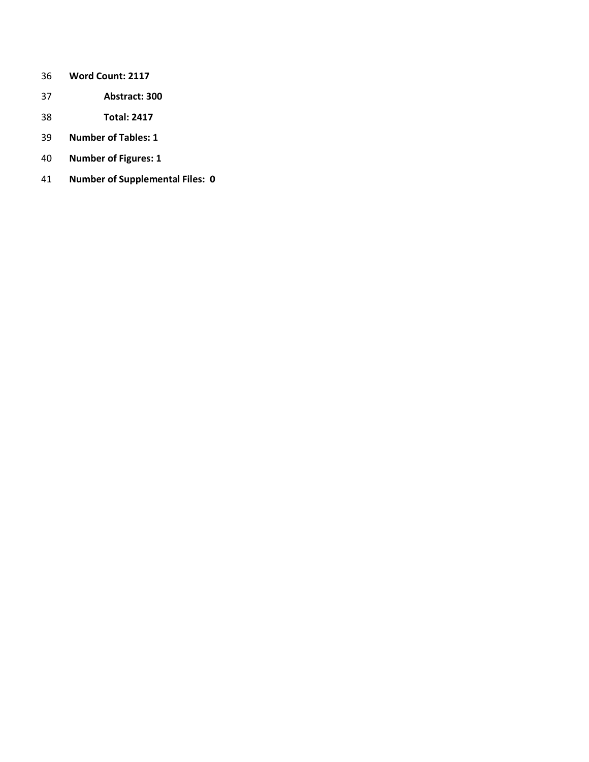**Word Count: 2117**

**Abstract: 300**

**Total: 2417**

**Number of Tables: 1**

**Number of Figures: 1**

**Number of Supplemental Files: 0**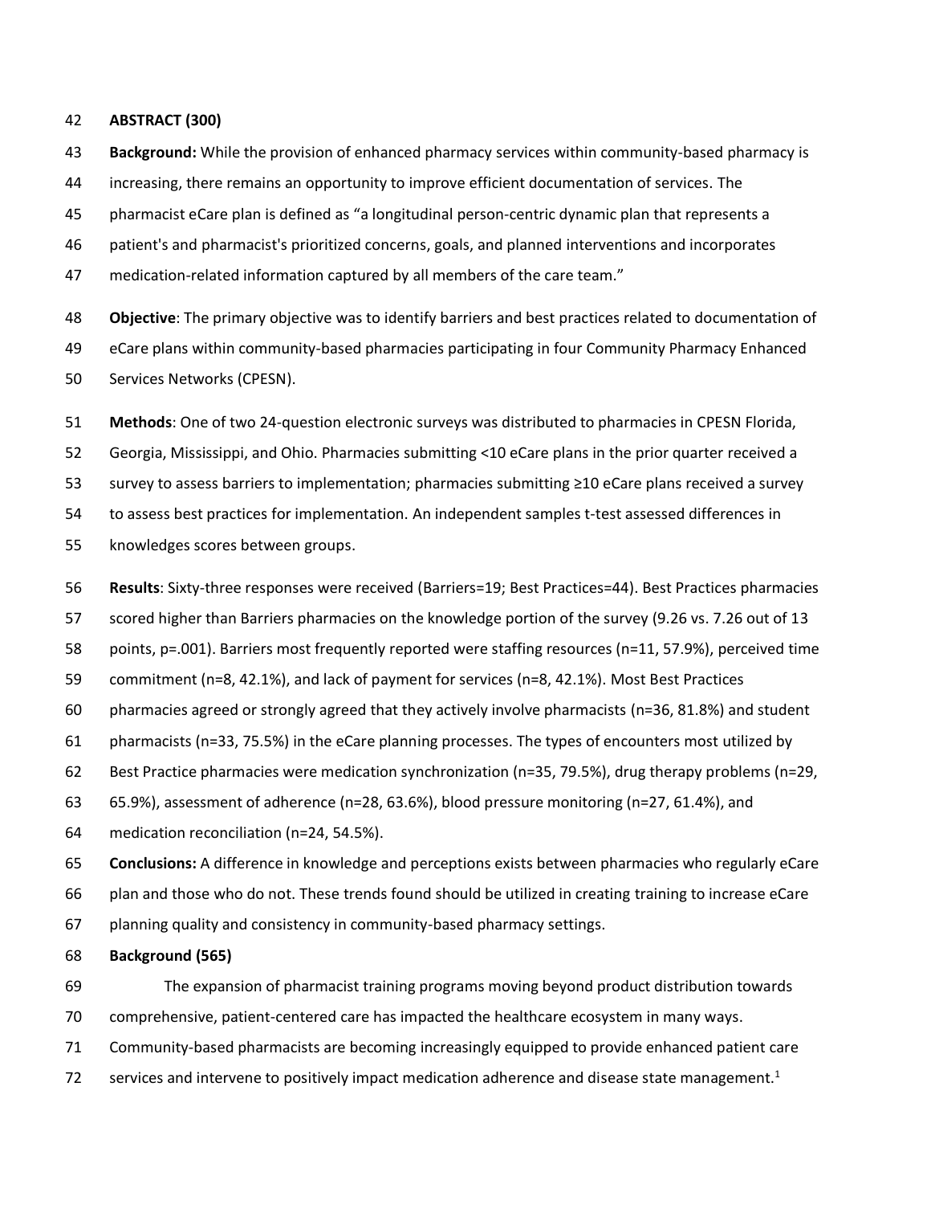## ABSTRACT (300)

**Background:** While the provision of enhanced pharmacy services within community-based pharmacy is increasing, there remains an opportunity to improve efficient documentation of services. The pharmacist eCare plan is defined as "a longitudinal person-centric dynamic plan that represents a patient's and pharmacist's prioritized concerns, goals, and planned interventions and incorporates medication-related information captured by all members of the care team."

**Objective**: The primary objective was to identify barriers and best practices related to documentation of eCare plans within community-based pharmacies participating in four Community Pharmacy Enhanced Services Networks (CPESN).

**Methods**: One of two 24-question electronic surveys was distributed to pharmacies in CPESN Florida, Georgia, Mississippi, and Ohio. Pharmacies submitting <10 eCare plans in the prior quarter received a survey to assess barriers to implementation; pharmacies submitting ≥10 eCare plans received a survey to assess best practices for implementation. An independent samples t-test assessed differences in knowledges scores between groups.

**Results**: Sixty-three responses were received (Barriers=19; Best Practices=44). Best Practices pharmacies scored higher than Barriers pharmacies on the knowledge portion of the survey (9.26 vs. 7.26 out of 13 points, p=.001). Barriers most frequently reported were staffing resources (n=11, 57.9%), perceived time commitment (n=8, 42.1%), and lack of payment for services (n=8, 42.1%). Most Best Practices pharmacies agreed or strongly agreed that they actively involve pharmacists (n=36, 81.8%) and student pharmacists (n=33, 75.5%) in the eCare planning processes. The types of encounters most utilized by Best Practice pharmacies were medication synchronization (n=35, 79.5%), drug therapy problems (n=29, 65.9%), assessment of adherence (n=28, 63.6%), blood pressure monitoring (n=27, 61.4%), and medication reconciliation (n=24, 54.5%).

**Conclusions:** A difference in knowledge and perceptions exists between pharmacies who regularly eCare plan and those who do not. These trends found should be utilized in creating training to increase eCare planning quality and consistency in community-based pharmacy settings.

## Background (565)

The expansion of pharmacist training programs moving beyond product distribution towards comprehensive, patient-centered care has impacted the healthcare ecosystem in many ways. Community-based pharmacists are becoming increasingly equipped to provide enhanced patient care services and intervene to positively impact medication adherence and disease state management.[1]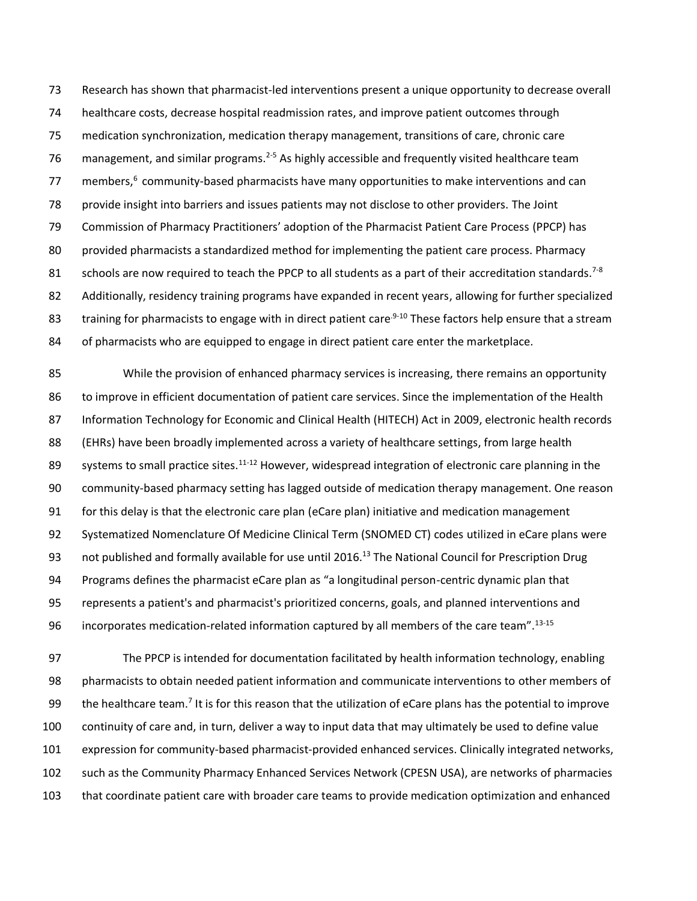Research has shown that pharmacist-led interventions present a unique opportunity to decrease overall healthcare costs, decrease hospital readmission rates, and improve patient outcomes through medication synchronization, medication therapy management, transitions of care, chronic care management, and similar programs.[2-5] As highly accessible and frequently visited healthcare team members,[6] community-based pharmacists have many opportunities to make interventions and can provide insight into barriers and issues patients may not disclose to other providers. The Joint Commission of Pharmacy Practitioners' adoption of the Pharmacist Patient Care Process (PPCP) has provided pharmacists a standardized method for implementing the patient care process. Pharmacy schools are now required to teach the PPCP to all students as a part of their accreditation standards.[7-8] Additionally, residency training programs have expanded in recent years, allowing for further specialized training for pharmacists to engage with in direct patient care[9-10] These factors help ensure that a stream of pharmacists who are equipped to engage in direct patient care enter the marketplace.

While the provision of enhanced pharmacy services is increasing, there remains an opportunity to improve in efficient documentation of patient care services. Since the implementation of the Health Information Technology for Economic and Clinical Health (HITECH) Act in 2009, electronic health records (EHRs) have been broadly implemented across a variety of healthcare settings, from large health systems to small practice sites.[11-12] However, widespread integration of electronic care planning in the community-based pharmacy setting has lagged outside of medication therapy management. One reason for this delay is that the electronic care plan (eCare plan) initiative and medication management Systematized Nomenclature Of Medicine Clinical Term (SNOMED CT) codes utilized in eCare plans were not published and formally available for use until 2016.[13] The National Council for Prescription Drug Programs defines the pharmacist eCare plan as "a longitudinal person-centric dynamic plan that represents a patient's and pharmacist's prioritized concerns, goals, and planned interventions and incorporates medication-related information captured by all members of the care team".[13-15]

The PPCP is intended for documentation facilitated by health information technology, enabling pharmacists to obtain needed patient information and communicate interventions to other members of the healthcare team.[7] It is for this reason that the utilization of eCare plans has the potential to improve continuity of care and, in turn, deliver a way to input data that may ultimately be used to define value expression for community-based pharmacist-provided enhanced services. Clinically integrated networks, such as the Community Pharmacy Enhanced Services Network (CPESN USA), are networks of pharmacies that coordinate patient care with broader care teams to provide medication optimization and enhanced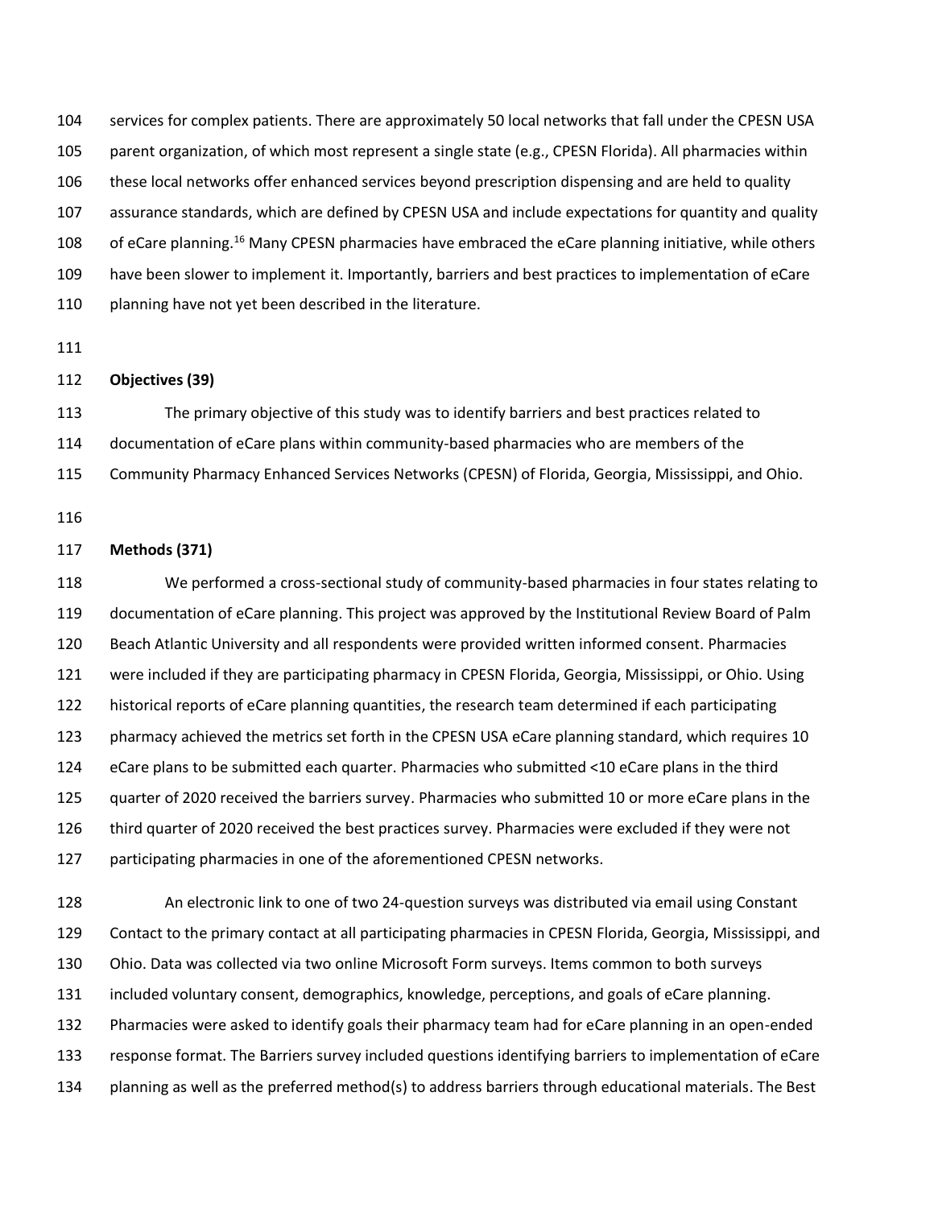services for complex patients. There are approximately 50 local networks that fall under the CPESN USA parent organization, of which most represent a single state (e.g., CPESN Florida). All pharmacies within these local networks offer enhanced services beyond prescription dispensing and are held to quality assurance standards, which are defined by CPESN USA and include expectations for quantity and quality of eCare planning.[16] Many CPESN pharmacies have embraced the eCare planning initiative, while others have been slower to implement it. Importantly, barriers and best practices to implementation of eCare planning have not yet been described in the literature.

## Objectives (39)

The primary objective of this study was to identify barriers and best practices related to documentation of eCare plans within community-based pharmacies who are members of the Community Pharmacy Enhanced Services Networks (CPESN) of Florida, Georgia, Mississippi, and Ohio.

## Methods (371)

We performed a cross-sectional study of community-based pharmacies in four states relating to documentation of eCare planning. This project was approved by the Institutional Review Board of Palm Beach Atlantic University and all respondents were provided written informed consent. Pharmacies were included if they are participating pharmacy in CPESN Florida, Georgia, Mississippi, or Ohio. Using historical reports of eCare planning quantities, the research team determined if each participating pharmacy achieved the metrics set forth in the CPESN USA eCare planning standard, which requires 10 eCare plans to be submitted each quarter. Pharmacies who submitted <10 eCare plans in the third quarter of 2020 received the barriers survey. Pharmacies who submitted 10 or more eCare plans in the third quarter of 2020 received the best practices survey. Pharmacies were excluded if they were not participating pharmacies in one of the aforementioned CPESN networks.

An electronic link to one of two 24-question surveys was distributed via email using Constant Contact to the primary contact at all participating pharmacies in CPESN Florida, Georgia, Mississippi, and Ohio. Data was collected via two online Microsoft Form surveys. Items common to both surveys included voluntary consent, demographics, knowledge, perceptions, and goals of eCare planning. Pharmacies were asked to identify goals their pharmacy team had for eCare planning in an open-ended response format. The Barriers survey included questions identifying barriers to implementation of eCare planning as well as the preferred method(s) to address barriers through educational materials. The Best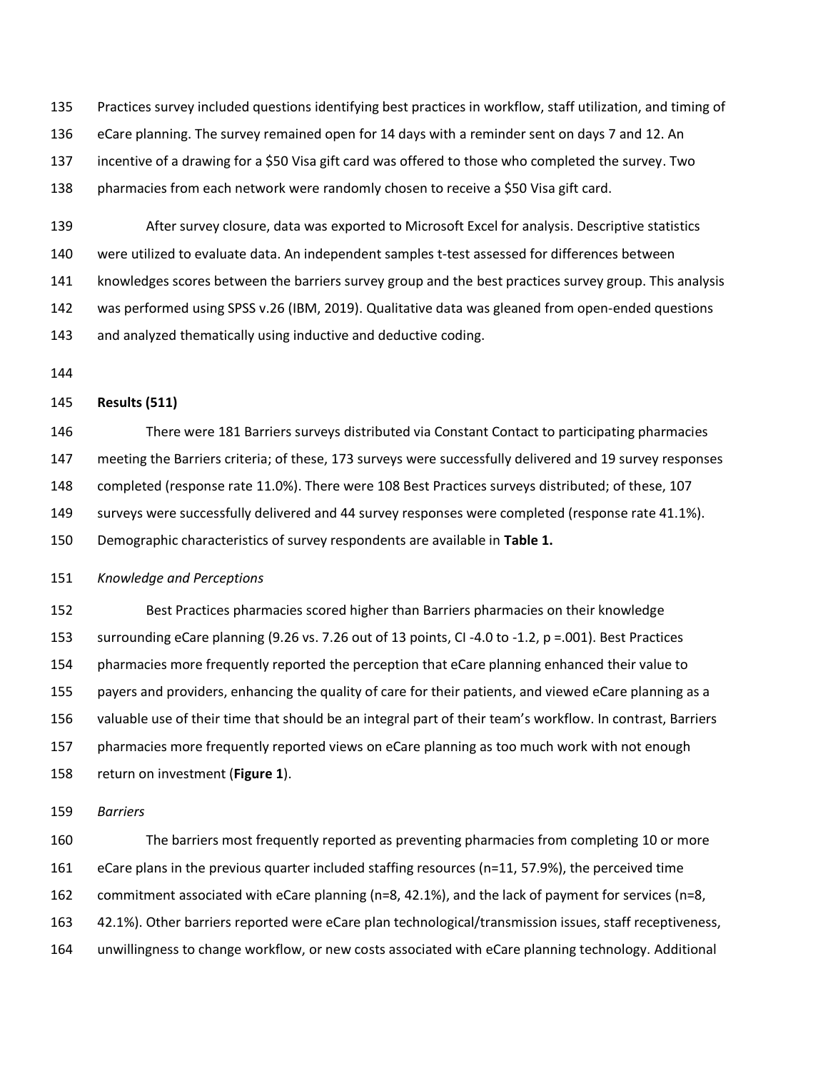Practices survey included questions identifying best practices in workflow, staff utilization, and timing of eCare planning. The survey remained open for 14 days with a reminder sent on days 7 and 12. An incentive of a drawing for a $50 Visa gift card was offered to those who completed the survey. Two pharmacies from each network were randomly chosen to receive a $50 Visa gift card.

After survey closure, data was exported to Microsoft Excel for analysis. Descriptive statistics were utilized to evaluate data. An independent samples t-test assessed for differences between knowledges scores between the barriers survey group and the best practices survey group. This analysis was performed using SPSS v.26 (IBM, 2019). Qualitative data was gleaned from open-ended questions and analyzed thematically using inductive and deductive coding.

**Results (511)**

There were 181 Barriers surveys distributed via Constant Contact to participating pharmacies meeting the Barriers criteria; of these, 173 surveys were successfully delivered and 19 survey responses completed (response rate 11.0%). There were 108 Best Practices surveys distributed; of these, 107 surveys were successfully delivered and 44 survey responses were completed (response rate 41.1%). Demographic characteristics of survey respondents are available in **Table 1.**

*Knowledge and Perceptions*

Best Practices pharmacies scored higher than Barriers pharmacies on their knowledge surrounding eCare planning (9.26 vs. 7.26 out of 13 points, CI -4.0 to -1.2, $p = .001$). Best Practices pharmacies more frequently reported the perception that eCare planning enhanced their value to payers and providers, enhancing the quality of care for their patients, and viewed eCare planning as a valuable use of their time that should be an integral part of their team's workflow. In contrast, Barriers pharmacies more frequently reported views on eCare planning as too much work with not enough return on investment (**Figure 1**).

*Barriers*

The barriers most frequently reported as preventing pharmacies from completing 10 or more eCare plans in the previous quarter included staffing resources (n=11, 57.9%), the perceived time commitment associated with eCare planning (n=8, 42.1%), and the lack of payment for services (n=8, 42.1%). Other barriers reported were eCare plan technological/transmission issues, staff receptiveness, unwillingness to change workflow, or new costs associated with eCare planning technology. Additional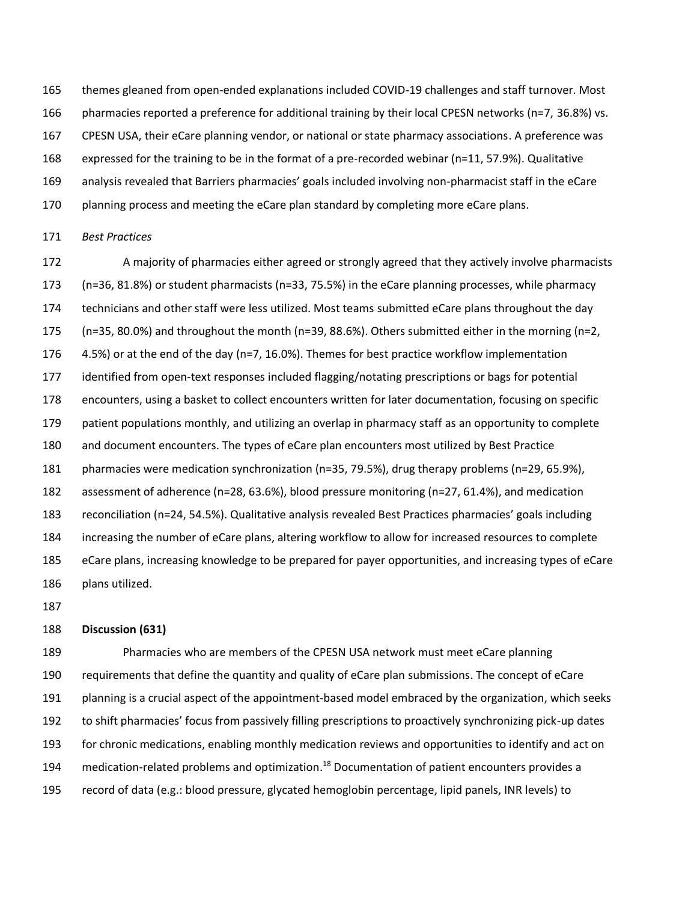themes gleaned from open-ended explanations included COVID-19 challenges and staff turnover. Most pharmacies reported a preference for additional training by their local CPESN networks (n=7, 36.8%) vs. CPESN USA, their eCare planning vendor, or national or state pharmacy associations. A preference was expressed for the training to be in the format of a pre-recorded webinar (n=11, 57.9%). Qualitative analysis revealed that Barriers pharmacies' goals included involving non-pharmacist staff in the eCare planning process and meeting the eCare plan standard by completing more eCare plans.

*Best Practices*

A majority of pharmacies either agreed or strongly agreed that they actively involve pharmacists (n=36, 81.8%) or student pharmacists (n=33, 75.5%) in the eCare planning processes, while pharmacy technicians and other staff were less utilized. Most teams submitted eCare plans throughout the day (n=35, 80.0%) and throughout the month (n=39, 88.6%). Others submitted either in the morning (n=2, 4.5%) or at the end of the day (n=7, 16.0%). Themes for best practice workflow implementation identified from open-text responses included flagging/notating prescriptions or bags for potential encounters, using a basket to collect encounters written for later documentation, focusing on specific patient populations monthly, and utilizing an overlap in pharmacy staff as an opportunity to complete and document encounters. The types of eCare plan encounters most utilized by Best Practice pharmacies were medication synchronization (n=35, 79.5%), drug therapy problems (n=29, 65.9%), assessment of adherence (n=28, 63.6%), blood pressure monitoring (n=27, 61.4%), and medication reconciliation (n=24, 54.5%). Qualitative analysis revealed Best Practices pharmacies' goals including increasing the number of eCare plans, altering workflow to allow for increased resources to complete eCare plans, increasing knowledge to be prepared for payer opportunities, and increasing types of eCare plans utilized.

**Discussion (631)**

Pharmacies who are members of the CPESN USA network must meet eCare planning requirements that define the quantity and quality of eCare plan submissions. The concept of eCare planning is a crucial aspect of the appointment-based model embraced by the organization, which seeks to shift pharmacies' focus from passively filling prescriptions to proactively synchronizing pick-up dates for chronic medications, enabling monthly medication reviews and opportunities to identify and act on medication-related problems and optimization.[18] Documentation of patient encounters provides a record of data (e.g.: blood pressure, glycated hemoglobin percentage, lipid panels, INR levels) to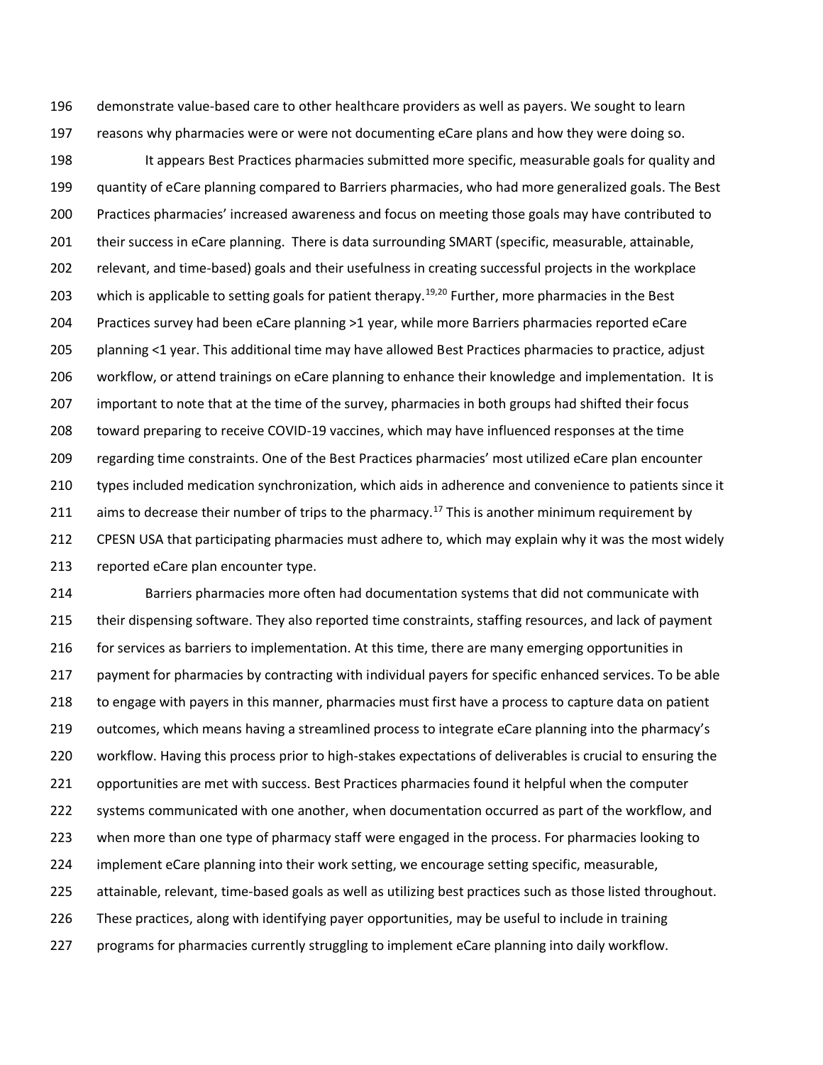demonstrate value-based care to other healthcare providers as well as payers. We sought to learn reasons why pharmacies were or were not documenting eCare plans and how they were doing so.

It appears Best Practices pharmacies submitted more specific, measurable goals for quality and quantity of eCare planning compared to Barriers pharmacies, who had more generalized goals. The Best Practices pharmacies' increased awareness and focus on meeting those goals may have contributed to their success in eCare planning. There is data surrounding SMART (specific, measurable, attainable, relevant, and time-based) goals and their usefulness in creating successful projects in the workplace which is applicable to setting goals for patient therapy.[19,20] Further, more pharmacies in the Best Practices survey had been eCare planning >1 year, while more Barriers pharmacies reported eCare planning <1 year. This additional time may have allowed Best Practices pharmacies to practice, adjust workflow, or attend trainings on eCare planning to enhance their knowledge and implementation. It is important to note that at the time of the survey, pharmacies in both groups had shifted their focus toward preparing to receive COVID-19 vaccines, which may have influenced responses at the time regarding time constraints. One of the Best Practices pharmacies' most utilized eCare plan encounter types included medication synchronization, which aids in adherence and convenience to patients since it aims to decrease their number of trips to the pharmacy.[17] This is another minimum requirement by CPESN USA that participating pharmacies must adhere to, which may explain why it was the most widely reported eCare plan encounter type.

Barriers pharmacies more often had documentation systems that did not communicate with their dispensing software. They also reported time constraints, staffing resources, and lack of payment for services as barriers to implementation. At this time, there are many emerging opportunities in payment for pharmacies by contracting with individual payers for specific enhanced services. To be able to engage with payers in this manner, pharmacies must first have a process to capture data on patient outcomes, which means having a streamlined process to integrate eCare planning into the pharmacy's workflow. Having this process prior to high-stakes expectations of deliverables is crucial to ensuring the opportunities are met with success. Best Practices pharmacies found it helpful when the computer systems communicated with one another, when documentation occurred as part of the workflow, and when more than one type of pharmacy staff were engaged in the process. For pharmacies looking to implement eCare planning into their work setting, we encourage setting specific, measurable, attainable, relevant, time-based goals as well as utilizing best practices such as those listed throughout. These practices, along with identifying payer opportunities, may be useful to include in training programs for pharmacies currently struggling to implement eCare planning into daily workflow.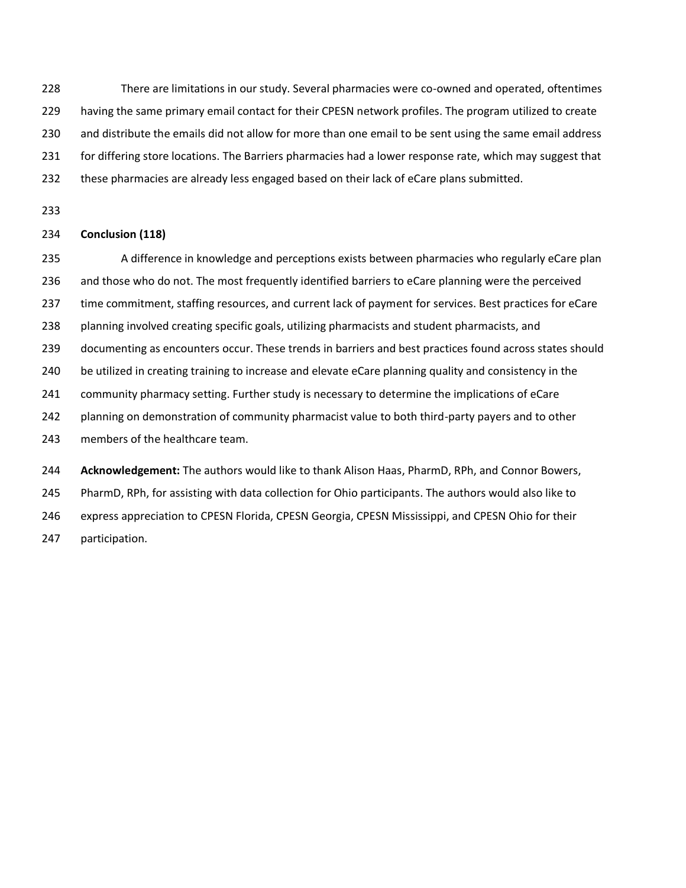There are limitations in our study. Several pharmacies were co-owned and operated, oftentimes having the same primary email contact for their CPESN network profiles. The program utilized to create and distribute the emails did not allow for more than one email to be sent using the same email address for differing store locations. The Barriers pharmacies had a lower response rate, which may suggest that these pharmacies are already less engaged based on their lack of eCare plans submitted.

**Conclusion (118)**

A difference in knowledge and perceptions exists between pharmacies who regularly eCare plan and those who do not. The most frequently identified barriers to eCare planning were the perceived time commitment, staffing resources, and current lack of payment for services. Best practices for eCare planning involved creating specific goals, utilizing pharmacists and student pharmacists, and documenting as encounters occur. These trends in barriers and best practices found across states should be utilized in creating training to increase and elevate eCare planning quality and consistency in the community pharmacy setting. Further study is necessary to determine the implications of eCare planning on demonstration of community pharmacist value to both third-party payers and to other members of the healthcare team.

**Acknowledgement:** The authors would like to thank Alison Haas, PharmD, RPh, and Connor Bowers, PharmD, RPh, for assisting with data collection for Ohio participants. The authors would also like to express appreciation to CPESN Florida, CPESN Georgia, CPESN Mississippi, and CPESN Ohio for their participation.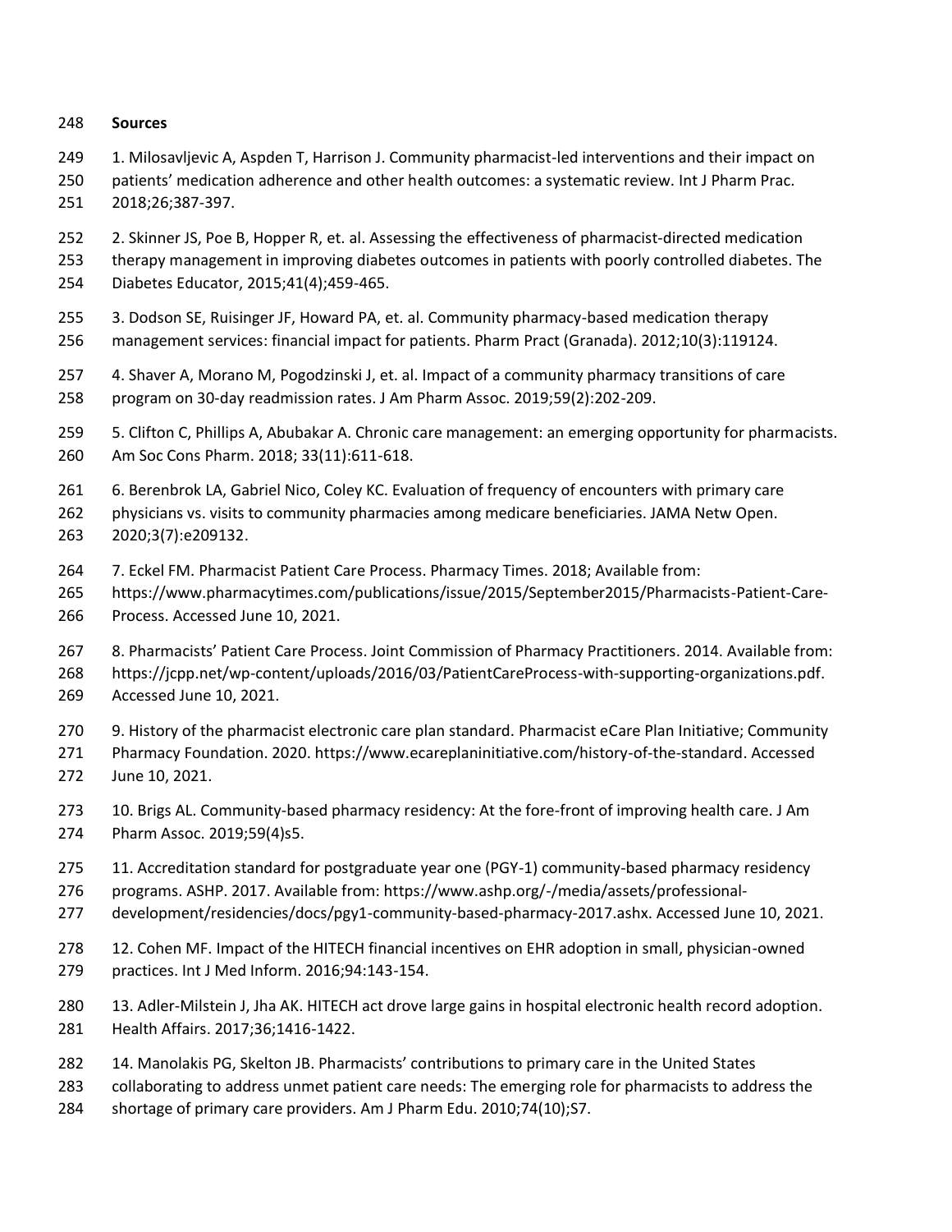**Sources**

1. Milosavljevic A, Aspden T, Harrison J. Community pharmacist-led interventions and their impact on patients' medication adherence and other health outcomes: a systematic review. Int J Pharm Prac. 2018;26;387-397.

2. Skinner JS, Poe B, Hopper R, et. al. Assessing the effectiveness of pharmacist-directed medication therapy management in improving diabetes outcomes in patients with poorly controlled diabetes. The Diabetes Educator, 2015;41(4);459-465.

3. Dodson SE, Ruisinger JF, Howard PA, et. al. Community pharmacy-based medication therapy management services: financial impact for patients. Pharm Pract (Granada). 2012;10(3):119124.

4. Shaver A, Morano M, Pogodzinski J, et. al. Impact of a community pharmacy transitions of care program on 30-day readmission rates. J Am Pharm Assoc. 2019;59(2):202-209.

5. Clifton C, Phillips A, Abubakar A. Chronic care management: an emerging opportunity for pharmacists. Am Soc Cons Pharm. 2018; 33(11):611-618.

6. Berenbrok LA, Gabriel Nico, Coley KC. Evaluation of frequency of encounters with primary care physicians vs. visits to community pharmacies among medicare beneficiaries. JAMA Netw Open. 2020;3(7):e209132.

7. Eckel FM. Pharmacist Patient Care Process. Pharmacy Times. 2018; Available from: https://www.pharmacytimes.com/publications/issue/2015/September2015/Pharmacists-Patient-Care-Process. Accessed June 10, 2021.

8. Pharmacists' Patient Care Process. Joint Commission of Pharmacy Practitioners. 2014. Available from: https://jcpp.net/wp-content/uploads/2016/03/PatientCareProcess-with-supporting-organizations.pdf. Accessed June 10, 2021.

9. History of the pharmacist electronic care plan standard. Pharmacist eCare Plan Initiative; Community Pharmacy Foundation. 2020. https://www.ecareplaninitiative.com/history-of-the-standard. Accessed June 10, 2021.

10. Brigs AL. Community-based pharmacy residency: At the fore-front of improving health care. J Am Pharm Assoc. 2019;59(4)s5.

11. Accreditation standard for postgraduate year one (PGY-1) community-based pharmacy residency programs. ASHP. 2017. Available from: https://www.ashp.org/-/media/assets/professional-development/residencies/docs/pgy1-community-based-pharmacy-2017.ashx. Accessed June 10, 2021.

12. Cohen MF. Impact of the HITECH financial incentives on EHR adoption in small, physician-owned practices. Int J Med Inform. 2016;94:143-154.

13. Adler-Milstein J, Jha AK. HITECH act drove large gains in hospital electronic health record adoption. Health Affairs. 2017;36;1416-1422.

14. Manolakis PG, Skelton JB. Pharmacists' contributions to primary care in the United States collaborating to address unmet patient care needs: The emerging role for pharmacists to address the shortage of primary care providers. Am J Pharm Edu. 2010;74(10);S7.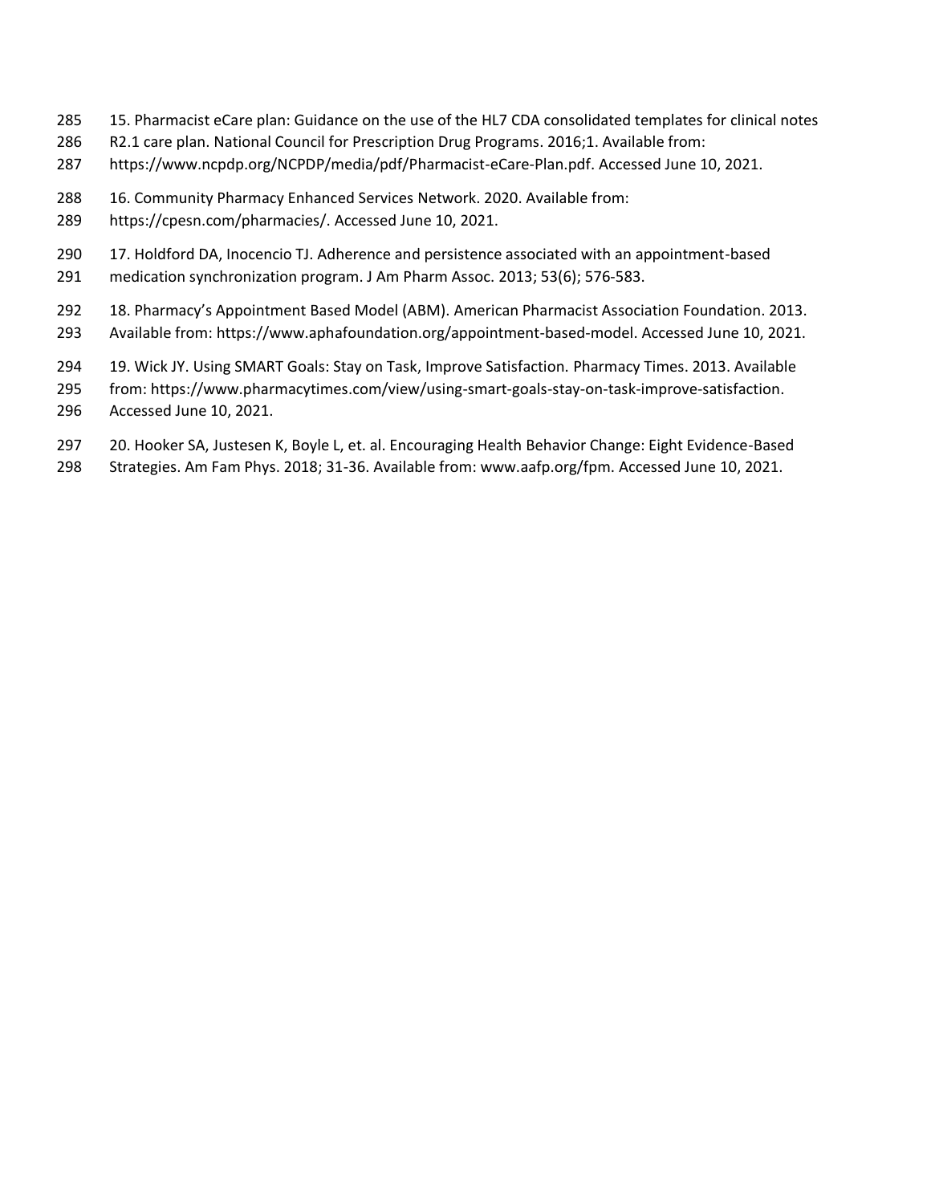15. Pharmacist eCare plan: Guidance on the use of the HL7 CDA consolidated templates for clinical notes R2.1 care plan. National Council for Prescription Drug Programs. 2016;1. Available from: https://www.ncpdp.org/NCPDP/media/pdf/Pharmacist-eCare-Plan.pdf. Accessed June 10, 2021.

16. Community Pharmacy Enhanced Services Network. 2020. Available from: https://cpesn.com/pharmacies/. Accessed June 10, 2021.

17. Holdford DA, Inocencio TJ. Adherence and persistence associated with an appointment-based medication synchronization program. J Am Pharm Assoc. 2013; 53(6); 576-583.

18. Pharmacy's Appointment Based Model (ABM). American Pharmacist Association Foundation. 2013. Available from: https://www.aphafoundation.org/appointment-based-model. Accessed June 10, 2021.

19. Wick JY. Using SMART Goals: Stay on Task, Improve Satisfaction. Pharmacy Times. 2013. Available from: https://www.pharmacytimes.com/view/using-smart-goals-stay-on-task-improve-satisfaction. Accessed June 10, 2021.

20. Hooker SA, Justesen K, Boyle L, et. al. Encouraging Health Behavior Change: Eight Evidence-Based Strategies. Am Fam Phys. 2018; 31-36. Available from: www.aafp.org/fpm. Accessed June 10, 2021.